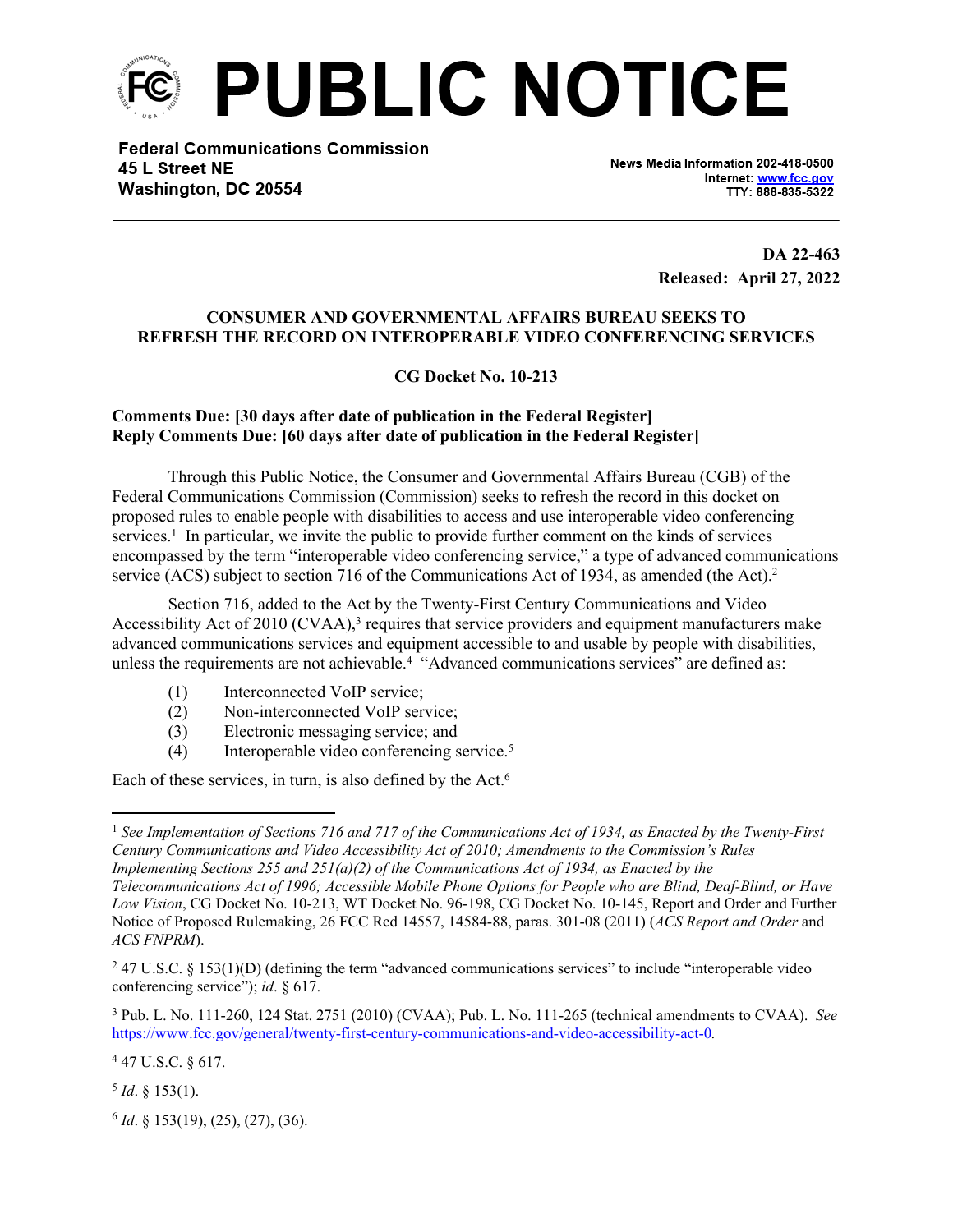# PUBLIC NOTICE

**Federal Communications Commission**
**45 L Street NE**
**Washington, DC 20554**

News Media Information 202-418-0500
Internet: www.fcc.gov
TTY: 888-835-5322

**DA 22-463**
**Released: April 27, 2022**

**CONSUMER AND GOVERNMENTAL AFFAIRS BUREAU SEEKS TO REFRESH THE RECORD ON INTEROPERABLE VIDEO CONFERENCING SERVICES**

**CG Docket No. 10-213**

**Comments Due: [30 days after date of publication in the Federal Register]**
**Reply Comments Due: [60 days after date of publication in the Federal Register]**

Through this Public Notice, the Consumer and Governmental Affairs Bureau (CGB) of the Federal Communications Commission (Commission) seeks to refresh the record in this docket on proposed rules to enable people with disabilities to access and use interoperable video conferencing services.[1] In particular, we invite the public to provide further comment on the kinds of services encompassed by the term "interoperable video conferencing service," a type of advanced communications service (ACS) subject to section 716 of the Communications Act of 1934, as amended (the Act).[2]

Section 716, added to the Act by the Twenty-First Century Communications and Video Accessibility Act of 2010 (CVAA),[3] requires that service providers and equipment manufacturers make advanced communications services and equipment accessible to and usable by people with disabilities, unless the requirements are not achievable.[4] "Advanced communications services" are defined as:

(1) Interconnected VoIP service;
(2) Non-interconnected VoIP service;
(3) Electronic messaging service; and
(4) Interoperable video conferencing service.[5]

Each of these services, in turn, is also defined by the Act.[6]

---

[1] *See Implementation of Sections 716 and 717 of the Communications Act of 1934, as Enacted by the Twenty-First Century Communications and Video Accessibility Act of 2010; Amendments to the Commission's Rules Implementing Sections 255 and 251(a)(2) of the Communications Act of 1934, as Enacted by the Telecommunications Act of 1996; Accessible Mobile Phone Options for People who are Blind, Deaf-Blind, or Have Low Vision*, CG Docket No. 10-213, WT Docket No. 96-198, CG Docket No. 10-145, Report and Order and Further Notice of Proposed Rulemaking, 26 FCC Rcd 14557, 14584-88, paras. 301-08 (2011) (*ACS Report and Order* and *ACS FNPRM*).

[2] 47 U.S.C. § 153(1)(D) (defining the term "advanced communications services" to include "interoperable video conferencing service"); *id*. § 617.

[3] Pub. L. No. 111-260, 124 Stat. 2751 (2010) (CVAA); Pub. L. No. 111-265 (technical amendments to CVAA). *See* https://www.fcc.gov/general/twenty-first-century-communications-and-video-accessibility-act-0.

[4] 47 U.S.C. § 617.

[5] *Id*. § 153(1).

[6] *Id*. § 153(19), (25), (27), (36).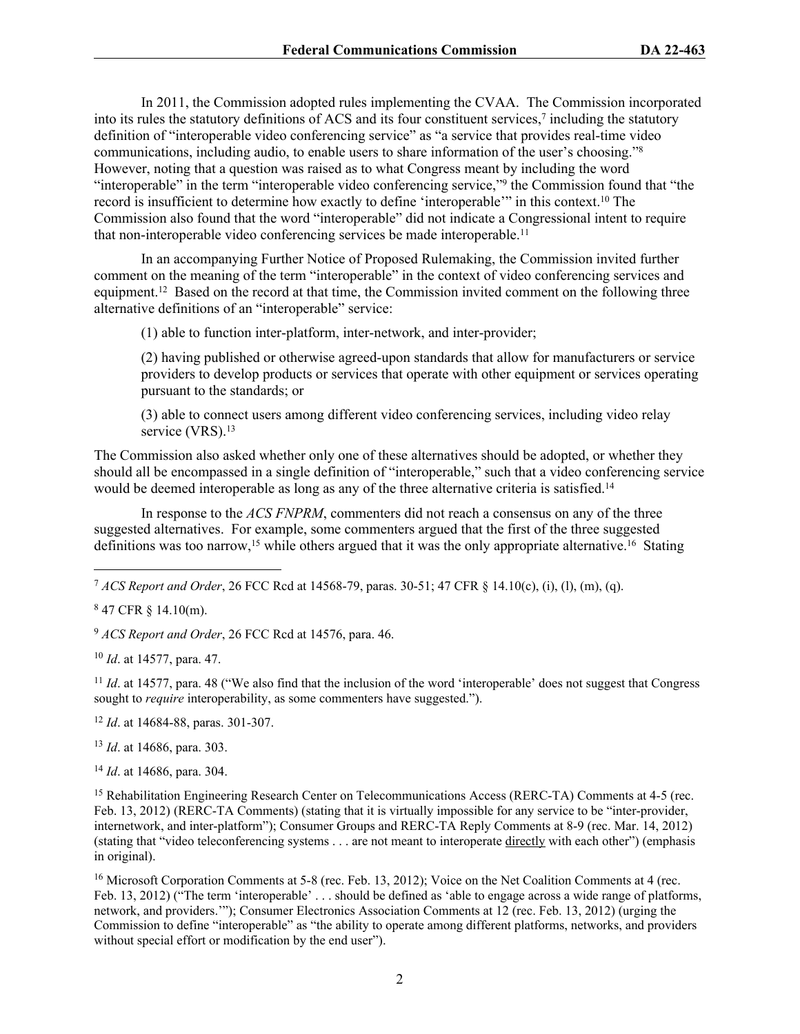In 2011, the Commission adopted rules implementing the CVAA. The Commission incorporated into its rules the statutory definitions of ACS and its four constituent services,[7] including the statutory definition of "interoperable video conferencing service" as "a service that provides real-time video communications, including audio, to enable users to share information of the user's choosing."[8] However, noting that a question was raised as to what Congress meant by including the word "interoperable" in the term "interoperable video conferencing service,"[9] the Commission found that "the record is insufficient to determine how exactly to define 'interoperable'" in this context.[10] The Commission also found that the word "interoperable" did not indicate a Congressional intent to require that non-interoperable video conferencing services be made interoperable.[11]

In an accompanying Further Notice of Proposed Rulemaking, the Commission invited further comment on the meaning of the term "interoperable" in the context of video conferencing services and equipment.[12] Based on the record at that time, the Commission invited comment on the following three alternative definitions of an "interoperable" service:

(1) able to function inter-platform, inter-network, and inter-provider;

(2) having published or otherwise agreed-upon standards that allow for manufacturers or service providers to develop products or services that operate with other equipment or services operating pursuant to the standards; or

(3) able to connect users among different video conferencing services, including video relay service (VRS).[13]

The Commission also asked whether only one of these alternatives should be adopted, or whether they should all be encompassed in a single definition of "interoperable," such that a video conferencing service would be deemed interoperable as long as any of the three alternative criteria is satisfied.[14]

In response to the *ACS FNPRM*, commenters did not reach a consensus on any of the three suggested alternatives. For example, some commenters argued that the first of the three suggested definitions was too narrow,[15] while others argued that it was the only appropriate alternative.[16] Stating

---

[7] *ACS Report and Order*, 26 FCC Rcd at 14568-79, paras. 30-51; 47 CFR § 14.10(c), (i), (l), (m), (q).

[8] 47 CFR § 14.10(m).

[9] *ACS Report and Order*, 26 FCC Rcd at 14576, para. 46.

[10] *Id*. at 14577, para. 47.

[11] *Id*. at 14577, para. 48 ("We also find that the inclusion of the word 'interoperable' does not suggest that Congress sought to *require* interoperability, as some commenters have suggested.").

[12] *Id*. at 14684-88, paras. 301-307.

[13] *Id*. at 14686, para. 303.

[14] *Id*. at 14686, para. 304.

[15] Rehabilitation Engineering Research Center on Telecommunications Access (RERC-TA) Comments at 4-5 (rec. Feb. 13, 2012) (RERC-TA Comments) (stating that it is virtually impossible for any service to be "inter-provider, internetwork, and inter-platform"); Consumer Groups and RERC-TA Reply Comments at 8-9 (rec. Mar. 14, 2012) (stating that "video teleconferencing systems . . . are not meant to interoperate directly with each other") (emphasis in original).

[16] Microsoft Corporation Comments at 5-8 (rec. Feb. 13, 2012); Voice on the Net Coalition Comments at 4 (rec. Feb. 13, 2012) ("The term 'interoperable' . . . should be defined as 'able to engage across a wide range of platforms, network, and providers.'"); Consumer Electronics Association Comments at 12 (rec. Feb. 13, 2012) (urging the Commission to define "interoperable" as "the ability to operate among different platforms, networks, and providers without special effort or modification by the end user").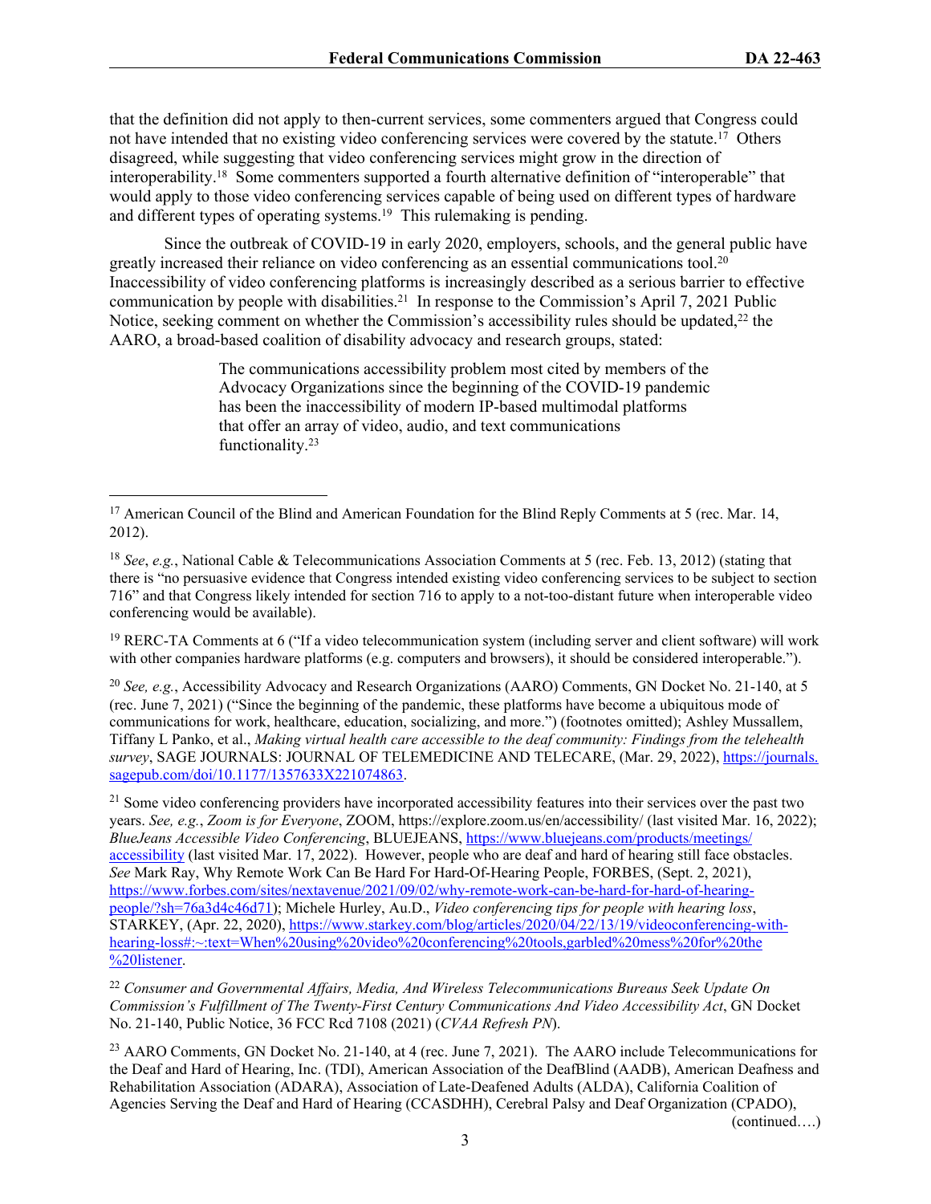that the definition did not apply to then-current services, some commenters argued that Congress could not have intended that no existing video conferencing services were covered by the statute.[17] Others disagreed, while suggesting that video conferencing services might grow in the direction of interoperability.[18] Some commenters supported a fourth alternative definition of "interoperable" that would apply to those video conferencing services capable of being used on different types of hardware and different types of operating systems.[19] This rulemaking is pending.

Since the outbreak of COVID-19 in early 2020, employers, schools, and the general public have greatly increased their reliance on video conferencing as an essential communications tool.[20] Inaccessibility of video conferencing platforms is increasingly described as a serious barrier to effective communication by people with disabilities.[21] In response to the Commission's April 7, 2021 Public Notice, seeking comment on whether the Commission's accessibility rules should be updated,[22] the AARO, a broad-based coalition of disability advocacy and research groups, stated:

> The communications accessibility problem most cited by members of the Advocacy Organizations since the beginning of the COVID-19 pandemic has been the inaccessibility of modern IP-based multimodal platforms that offer an array of video, audio, and text communications functionality.[23]

---

[17] American Council of the Blind and American Foundation for the Blind Reply Comments at 5 (rec. Mar. 14, 2012).

[18] *See*, *e.g.*, National Cable & Telecommunications Association Comments at 5 (rec. Feb. 13, 2012) (stating that there is "no persuasive evidence that Congress intended existing video conferencing services to be subject to section 716" and that Congress likely intended for section 716 to apply to a not-too-distant future when interoperable video conferencing would be available).

[19] RERC-TA Comments at 6 ("If a video telecommunication system (including server and client software) will work with other companies hardware platforms (e.g. computers and browsers), it should be considered interoperable.").

[20] *See, e.g.*, Accessibility Advocacy and Research Organizations (AARO) Comments, GN Docket No. 21-140, at 5 (rec. June 7, 2021) ("Since the beginning of the pandemic, these platforms have become a ubiquitous mode of communications for work, healthcare, education, socializing, and more.") (footnotes omitted); Ashley Mussallem, Tiffany L Panko, et al., *Making virtual health care accessible to the deaf community: Findings from the telehealth survey*, SAGE JOURNALS: JOURNAL OF TELEMEDICINE AND TELECARE, (Mar. 29, 2022), https://journals.sagepub.com/doi/10.1177/1357633X221074863.

[21] Some video conferencing providers have incorporated accessibility features into their services over the past two years. *See, e.g.*, *Zoom is for Everyone*, ZOOM, https://explore.zoom.us/en/accessibility/ (last visited Mar. 16, 2022); *BlueJeans Accessible Video Conferencing*, BLUEJEANS, https://www.bluejeans.com/products/meetings/accessibility (last visited Mar. 17, 2022). However, people who are deaf and hard of hearing still face obstacles. *See* Mark Ray, Why Remote Work Can Be Hard For Hard-Of-Hearing People, FORBES, (Sept. 2, 2021), https://www.forbes.com/sites/nextavenue/2021/09/02/why-remote-work-can-be-hard-for-hard-of-hearing-people/?sh=76a3d4c46d71); Michele Hurley, Au.D., *Video conferencing tips for people with hearing loss*, STARKEY, (Apr. 22, 2020), https://www.starkey.com/blog/articles/2020/04/22/13/19/videoconferencing-with-hearing-loss#:~:text=When%20using%20video%20conferencing%20tools,garbled%20mess%20for%20the%20listener.

[22] *Consumer and Governmental Affairs, Media, And Wireless Telecommunications Bureaus Seek Update On Commission's Fulfillment of The Twenty-First Century Communications And Video Accessibility Act*, GN Docket No. 21-140, Public Notice, 36 FCC Rcd 7108 (2021) (*CVAA Refresh PN*).

[23] AARO Comments, GN Docket No. 21-140, at 4 (rec. June 7, 2021). The AARO include Telecommunications for the Deaf and Hard of Hearing, Inc. (TDI), American Association of the DeafBlind (AADB), American Deafness and Rehabilitation Association (ADARA), Association of Late-Deafened Adults (ALDA), California Coalition of Agencies Serving the Deaf and Hard of Hearing (CCASDHH), Cerebral Palsy and Deaf Organization (CPADO),

(continued….)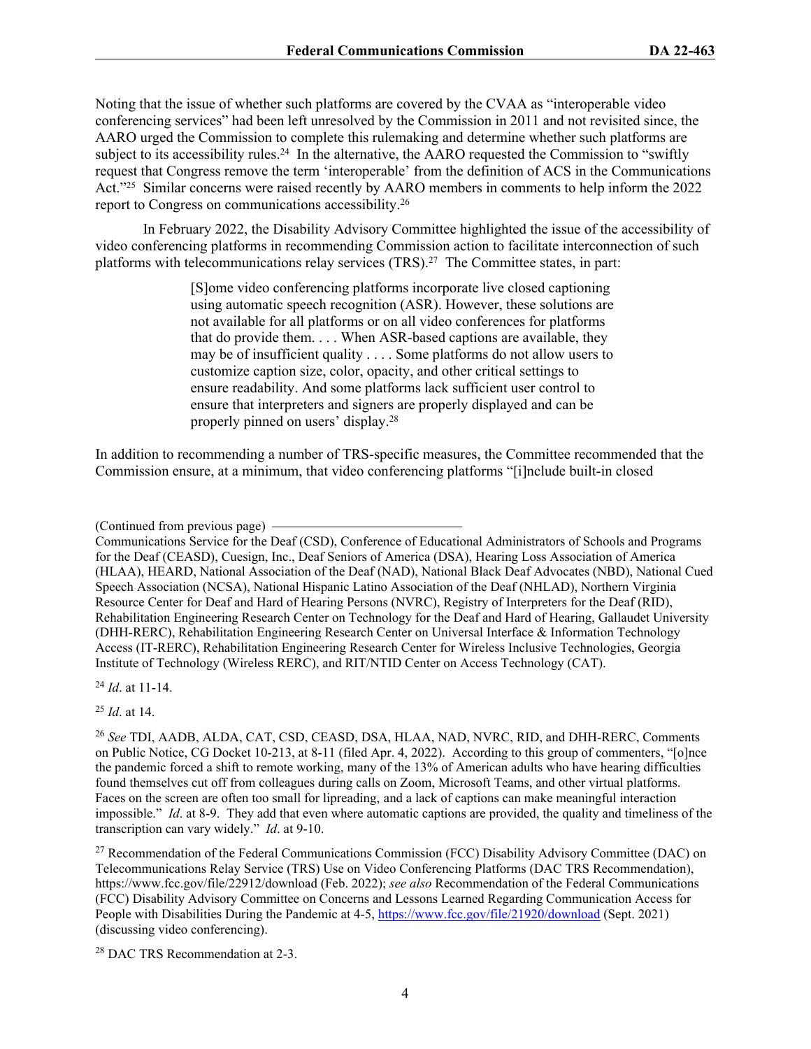Noting that the issue of whether such platforms are covered by the CVAA as "interoperable video conferencing services" had been left unresolved by the Commission in 2011 and not revisited since, the AARO urged the Commission to complete this rulemaking and determine whether such platforms are subject to its accessibility rules.[24] In the alternative, the AARO requested the Commission to "swiftly request that Congress remove the term 'interoperable' from the definition of ACS in the Communications Act."[25] Similar concerns were raised recently by AARO members in comments to help inform the 2022 report to Congress on communications accessibility.[26]

In February 2022, the Disability Advisory Committee highlighted the issue of the accessibility of video conferencing platforms in recommending Commission action to facilitate interconnection of such platforms with telecommunications relay services (TRS).[27] The Committee states, in part:

> [S]ome video conferencing platforms incorporate live closed captioning using automatic speech recognition (ASR). However, these solutions are not available for all platforms or on all video conferences for platforms that do provide them. . . . When ASR-based captions are available, they may be of insufficient quality . . . . Some platforms do not allow users to customize caption size, color, opacity, and other critical settings to ensure readability. And some platforms lack sufficient user control to ensure that interpreters and signers are properly displayed and can be properly pinned on users' display.[28]

In addition to recommending a number of TRS-specific measures, the Committee recommended that the Commission ensure, at a minimum, that video conferencing platforms "[i]nclude built-in closed

---

(Continued from previous page)

Communications Service for the Deaf (CSD), Conference of Educational Administrators of Schools and Programs for the Deaf (CEASD), Cuesign, Inc., Deaf Seniors of America (DSA), Hearing Loss Association of America (HLAA), HEARD, National Association of the Deaf (NAD), National Black Deaf Advocates (NBD), National Cued Speech Association (NCSA), National Hispanic Latino Association of the Deaf (NHLAD), Northern Virginia Resource Center for Deaf and Hard of Hearing Persons (NVRC), Registry of Interpreters for the Deaf (RID), Rehabilitation Engineering Research Center on Technology for the Deaf and Hard of Hearing, Gallaudet University (DHH-RERC), Rehabilitation Engineering Research Center on Universal Interface & Information Technology Access (IT-RERC), Rehabilitation Engineering Research Center for Wireless Inclusive Technologies, Georgia Institute of Technology (Wireless RERC), and RIT/NTID Center on Access Technology (CAT).

[24] *Id*. at 11-14.

[25] *Id*. at 14.

[26] *See* TDI, AADB, ALDA, CAT, CSD, CEASD, DSA, HLAA, NAD, NVRC, RID, and DHH-RERC, Comments on Public Notice, CG Docket 10-213, at 8-11 (filed Apr. 4, 2022). According to this group of commenters, "[o]nce the pandemic forced a shift to remote working, many of the 13% of American adults who have hearing difficulties found themselves cut off from colleagues during calls on Zoom, Microsoft Teams, and other virtual platforms. Faces on the screen are often too small for lipreading, and a lack of captions can make meaningful interaction impossible." *Id*. at 8-9. They add that even where automatic captions are provided, the quality and timeliness of the transcription can vary widely." *Id*. at 9-10.

[27] Recommendation of the Federal Communications Commission (FCC) Disability Advisory Committee (DAC) on Telecommunications Relay Service (TRS) Use on Video Conferencing Platforms (DAC TRS Recommendation), https://www.fcc.gov/file/22912/download (Feb. 2022); *see also* Recommendation of the Federal Communications Commission (FCC) Disability Advisory Committee on Concerns and Lessons Learned Regarding Communication Access for People with Disabilities During the Pandemic at 4-5, https://www.fcc.gov/file/21920/download (Sept. 2021) (discussing video conferencing).

[28] DAC TRS Recommendation at 2-3.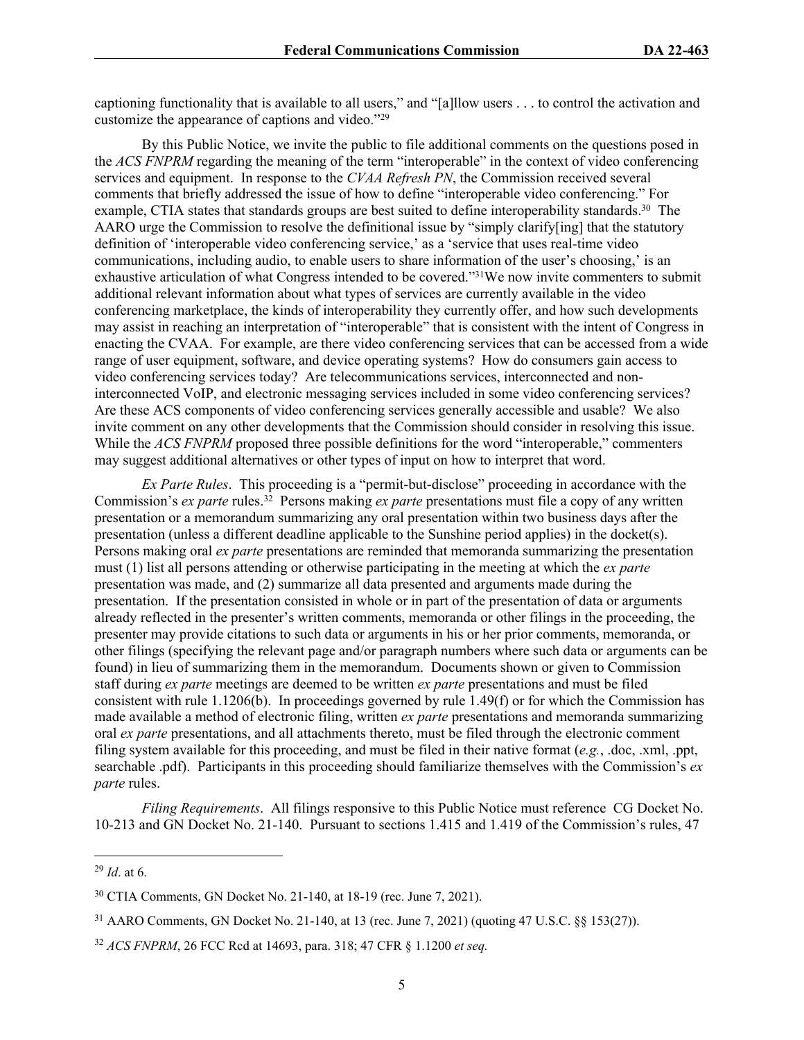captioning functionality that is available to all users," and "[a]llow users . . . to control the activation and customize the appearance of captions and video."[29]

By this Public Notice, we invite the public to file additional comments on the questions posed in the *ACS FNPRM* regarding the meaning of the term "interoperable" in the context of video conferencing services and equipment. In response to the *CVAA Refresh PN*, the Commission received several comments that briefly addressed the issue of how to define "interoperable video conferencing." For example, CTIA states that standards groups are best suited to define interoperability standards.[30] The AARO urge the Commission to resolve the definitional issue by "simply clarify[ing] that the statutory definition of 'interoperable video conferencing service,' as a 'service that uses real-time video communications, including audio, to enable users to share information of the user's choosing,' is an exhaustive articulation of what Congress intended to be covered."[31] We now invite commenters to submit additional relevant information about what types of services are currently available in the video conferencing marketplace, the kinds of interoperability they currently offer, and how such developments may assist in reaching an interpretation of "interoperable" that is consistent with the intent of Congress in enacting the CVAA. For example, are there video conferencing services that can be accessed from a wide range of user equipment, software, and device operating systems? How do consumers gain access to video conferencing services today? Are telecommunications services, interconnected and non-interconnected VoIP, and electronic messaging services included in some video conferencing services? Are these ACS components of video conferencing services generally accessible and usable? We also invite comment on any other developments that the Commission should consider in resolving this issue. While the *ACS FNPRM* proposed three possible definitions for the word "interoperable," commenters may suggest additional alternatives or other types of input on how to interpret that word.

*Ex Parte Rules*. This proceeding is a "permit-but-disclose" proceeding in accordance with the Commission's *ex parte* rules.[32] Persons making *ex parte* presentations must file a copy of any written presentation or a memorandum summarizing any oral presentation within two business days after the presentation (unless a different deadline applicable to the Sunshine period applies) in the docket(s). Persons making oral *ex parte* presentations are reminded that memoranda summarizing the presentation must (1) list all persons attending or otherwise participating in the meeting at which the *ex parte* presentation was made, and (2) summarize all data presented and arguments made during the presentation. If the presentation consisted in whole or in part of the presentation of data or arguments already reflected in the presenter's written comments, memoranda or other filings in the proceeding, the presenter may provide citations to such data or arguments in his or her prior comments, memoranda, or other filings (specifying the relevant page and/or paragraph numbers where such data or arguments can be found) in lieu of summarizing them in the memorandum. Documents shown or given to Commission staff during *ex parte* meetings are deemed to be written *ex parte* presentations and must be filed consistent with rule 1.1206(b). In proceedings governed by rule 1.49(f) or for which the Commission has made available a method of electronic filing, written *ex parte* presentations and memoranda summarizing oral *ex parte* presentations, and all attachments thereto, must be filed through the electronic comment filing system available for this proceeding, and must be filed in their native format (*e.g.*, .doc, .xml, .ppt, searchable .pdf). Participants in this proceeding should familiarize themselves with the Commission's *ex parte* rules.

*Filing Requirements*. All filings responsive to this Public Notice must reference CG Docket No. 10-213 and GN Docket No. 21-140. Pursuant to sections 1.415 and 1.419 of the Commission's rules, 47

---

[29] *Id*. at 6.

[30] CTIA Comments, GN Docket No. 21-140, at 18-19 (rec. June 7, 2021).

[31] AARO Comments, GN Docket No. 21-140, at 13 (rec. June 7, 2021) (quoting 47 U.S.C. §§ 153(27)).

[32] *ACS FNPRM*, 26 FCC Rcd at 14693, para. 318; 47 CFR § 1.1200 *et seq.*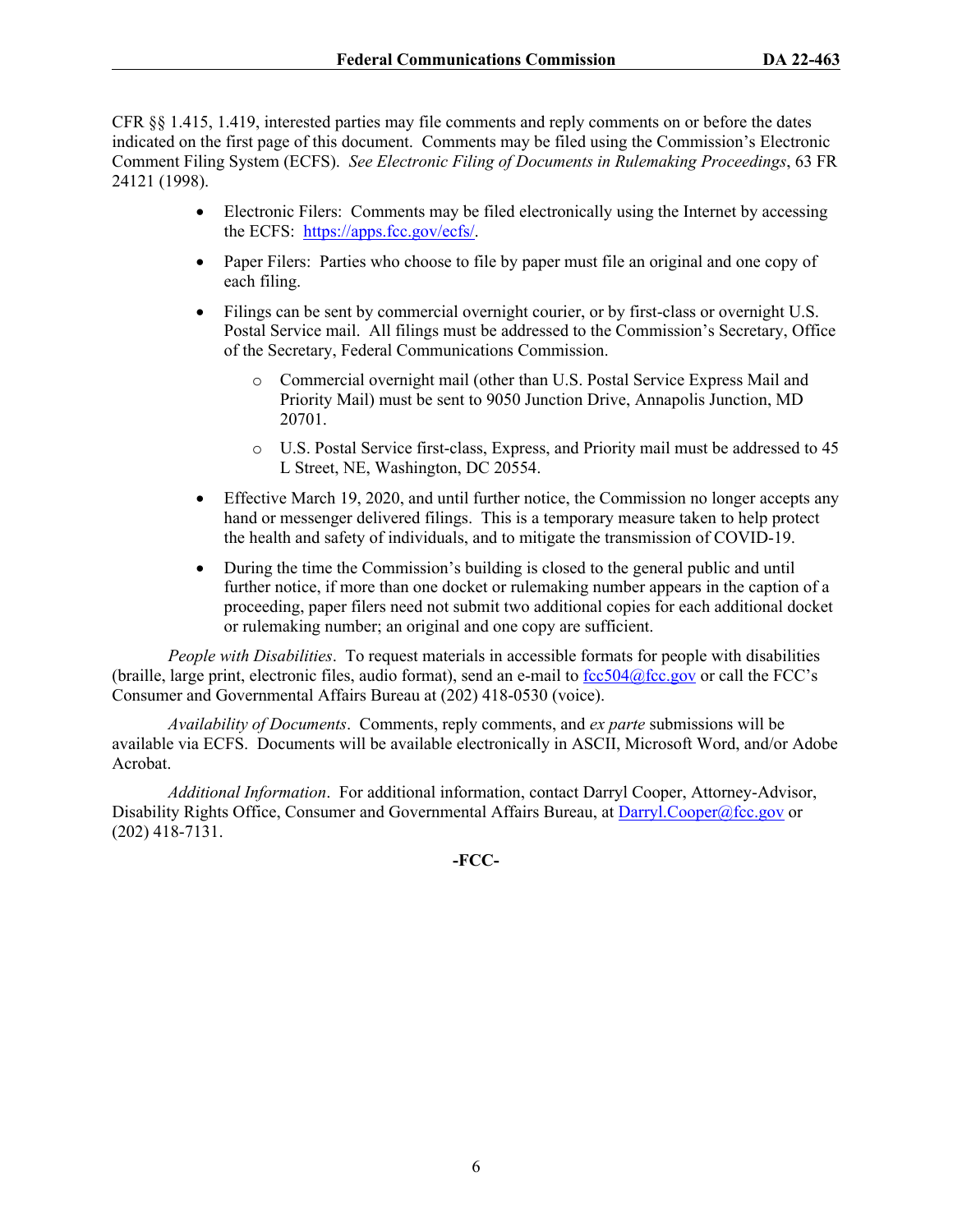CFR §§ 1.415, 1.419, interested parties may file comments and reply comments on or before the dates indicated on the first page of this document. Comments may be filed using the Commission's Electronic Comment Filing System (ECFS). *See Electronic Filing of Documents in Rulemaking Proceedings*, 63 FR 24121 (1998).

- Electronic Filers: Comments may be filed electronically using the Internet by accessing the ECFS: https://apps.fcc.gov/ecfs/.
- Paper Filers: Parties who choose to file by paper must file an original and one copy of each filing.
- Filings can be sent by commercial overnight courier, or by first-class or overnight U.S. Postal Service mail. All filings must be addressed to the Commission's Secretary, Office of the Secretary, Federal Communications Commission.
    - Commercial overnight mail (other than U.S. Postal Service Express Mail and Priority Mail) must be sent to 9050 Junction Drive, Annapolis Junction, MD 20701.
    - U.S. Postal Service first-class, Express, and Priority mail must be addressed to 45 L Street, NE, Washington, DC 20554.
- Effective March 19, 2020, and until further notice, the Commission no longer accepts any hand or messenger delivered filings. This is a temporary measure taken to help protect the health and safety of individuals, and to mitigate the transmission of COVID-19.
- During the time the Commission's building is closed to the general public and until further notice, if more than one docket or rulemaking number appears in the caption of a proceeding, paper filers need not submit two additional copies for each additional docket or rulemaking number; an original and one copy are sufficient.

*People with Disabilities*. To request materials in accessible formats for people with disabilities (braille, large print, electronic files, audio format), send an e-mail to fcc504@fcc.gov or call the FCC's Consumer and Governmental Affairs Bureau at (202) 418-0530 (voice).

*Availability of Documents*. Comments, reply comments, and *ex parte* submissions will be available via ECFS. Documents will be available electronically in ASCII, Microsoft Word, and/or Adobe Acrobat.

*Additional Information*. For additional information, contact Darryl Cooper, Attorney-Advisor, Disability Rights Office, Consumer and Governmental Affairs Bureau, at Darryl.Cooper@fcc.gov or (202) 418-7131.

**-FCC-**